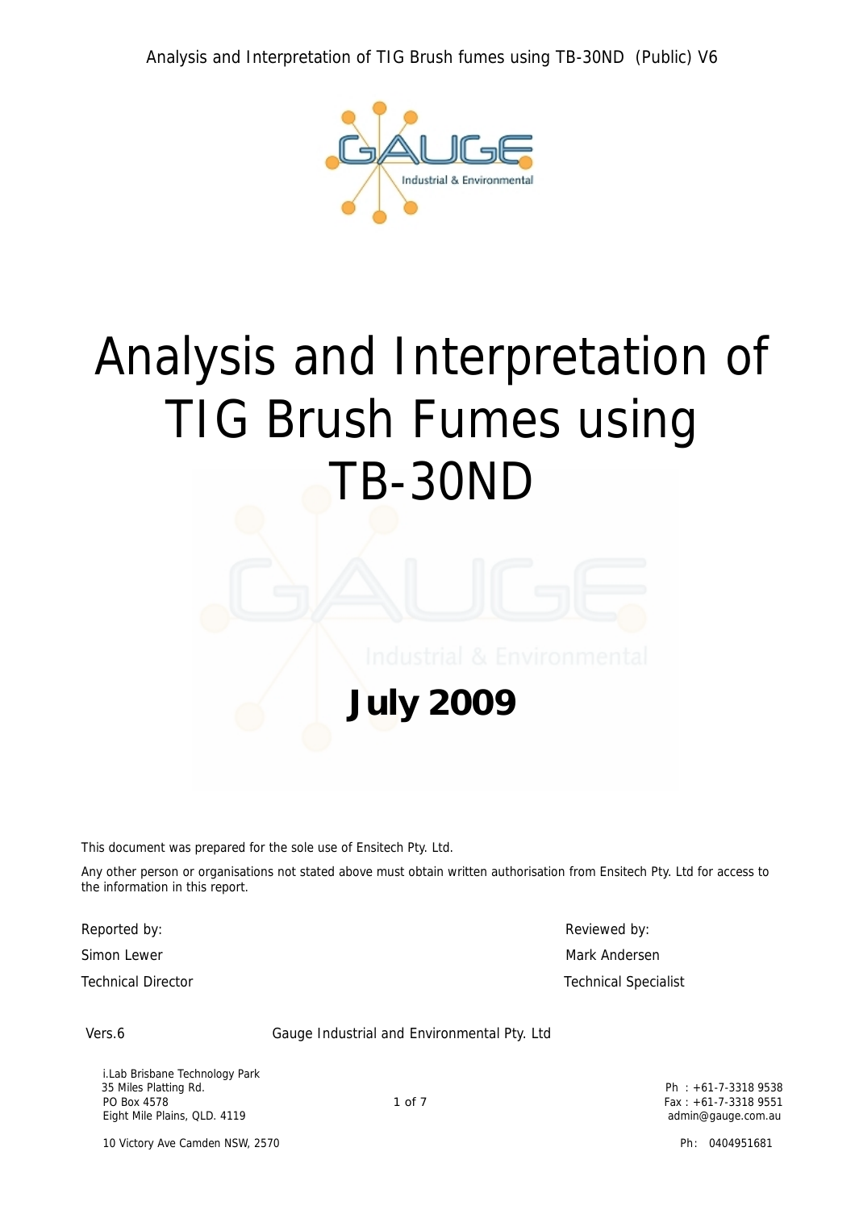# Analysis and Interpretation of TIG Brush Fumes using TB-30ND

**July 2009**

This document was prepared for the sole use of Ensitech Pty. Ltd.

Any other person or organisations not stated above must obtain written authorisation from Ensitech Pty. Ltd for access to the information in this report.

| Reported by: | Reviewed by: |
| --- | --- |
| Simon Lewer | Mark Andersen |
| Technical Director | Technical Specialist |

Vers.6 Gauge Industrial and Environmental Pty. Ltd

i.Lab Brisbane Technology Park
35 Miles Platting Rd.
PO Box 4578
Eight Mile Plains, QLD. 4119

Ph : +61-7-3318 9538
Fax : +61-7-3318 9551
admin@gauge.com.au

10 Victory Ave Camden NSW, 2570

Ph: 0404951681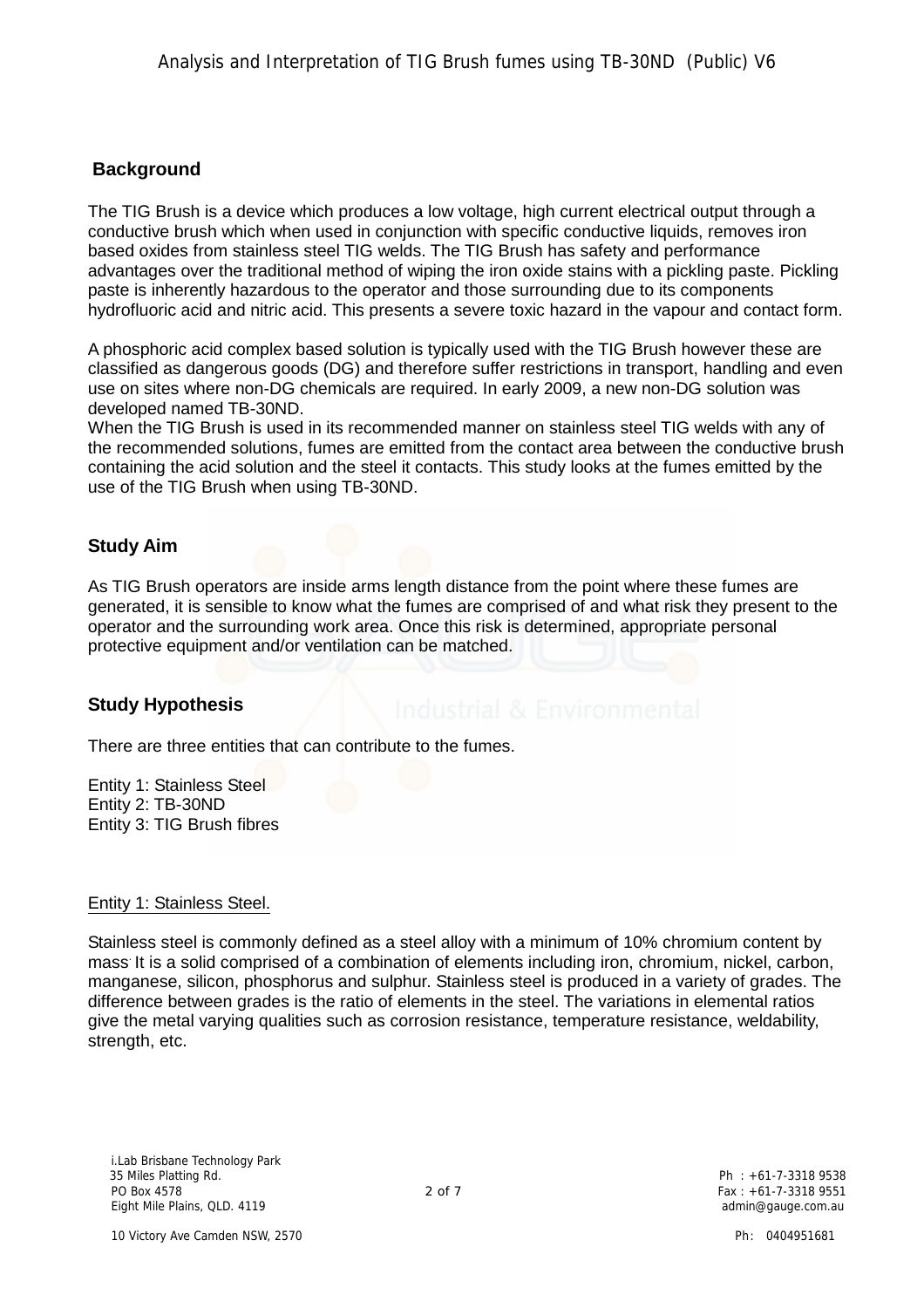## Background

The TIG Brush is a device which produces a low voltage, high current electrical output through a conductive brush which when used in conjunction with specific conductive liquids, removes iron based oxides from stainless steel TIG welds. The TIG Brush has safety and performance advantages over the traditional method of wiping the iron oxide stains with a pickling paste. Pickling paste is inherently hazardous to the operator and those surrounding due to its components hydrofluoric acid and nitric acid. This presents a severe toxic hazard in the vapour and contact form.

A phosphoric acid complex based solution is typically used with the TIG Brush however these are classified as dangerous goods (DG) and therefore suffer restrictions in transport, handling and even use on sites where non-DG chemicals are required. In early 2009, a new non-DG solution was developed named TB-30ND.
When the TIG Brush is used in its recommended manner on stainless steel TIG welds with any of the recommended solutions, fumes are emitted from the contact area between the conductive brush containing the acid solution and the steel it contacts. This study looks at the fumes emitted by the use of the TIG Brush when using TB-30ND.

## Study Aim

As TIG Brush operators are inside arms length distance from the point where these fumes are generated, it is sensible to know what the fumes are comprised of and what risk they present to the operator and the surrounding work area. Once this risk is determined, appropriate personal protective equipment and/or ventilation can be matched.

## Study Hypothesis

There are three entities that can contribute to the fumes.

Entity 1: Stainless Steel
Entity 2: TB-30ND
Entity 3: TIG Brush fibres

Entity 1: Stainless Steel.

Stainless steel is commonly defined as a steel alloy with a minimum of 10% chromium content by mass. It is a solid comprised of a combination of elements including iron, chromium, nickel, carbon, manganese, silicon, phosphorus and sulphur. Stainless steel is produced in a variety of grades. The difference between grades is the ratio of elements in the steel. The variations in elemental ratios give the metal varying qualities such as corrosion resistance, temperature resistance, weldability, strength, etc.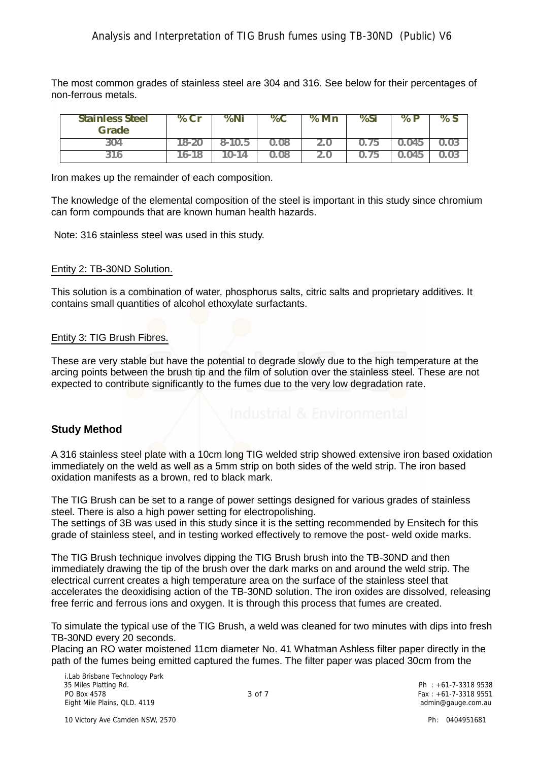The most common grades of stainless steel are 304 and 316. See below for their percentages of non-ferrous metals.

| Stainless Steel Grade | % Cr | %Ni | %C | % Mn | %Si | % P | % S |
|---|---|---|---|---|---|---|---|
| 304 | 18-20 | 8-10.5 | 0.08 | 2.0 | 0.75 | 0.045 | 0.03 |
| 316 | 16-18 | 10-14 | 0.08 | 2.0 | 0.75 | 0.045 | 0.03 |

Iron makes up the remainder of each composition.

The knowledge of the elemental composition of the steel is important in this study since chromium can form compounds that are known human health hazards.

Note: 316 stainless steel was used in this study.

Entity 2: TB-30ND Solution.

This solution is a combination of water, phosphorus salts, citric salts and proprietary additives. It contains small quantities of alcohol ethoxylate surfactants.

Entity 3: TIG Brush Fibres.

These are very stable but have the potential to degrade slowly due to the high temperature at the arcing points between the brush tip and the film of solution over the stainless steel. These are not expected to contribute significantly to the fumes due to the very low degradation rate.

## Study Method

A 316 stainless steel plate with a 10cm long TIG welded strip showed extensive iron based oxidation immediately on the weld as well as a 5mm strip on both sides of the weld strip. The iron based oxidation manifests as a brown, red to black mark.

The TIG Brush can be set to a range of power settings designed for various grades of stainless steel. There is also a high power setting for electropolishing.
The settings of 3B was used in this study since it is the setting recommended by Ensitech for this grade of stainless steel, and in testing worked effectively to remove the post- weld oxide marks.

The TIG Brush technique involves dipping the TIG Brush brush into the TB-30ND and then immediately drawing the tip of the brush over the dark marks on and around the weld strip. The electrical current creates a high temperature area on the surface of the stainless steel that accelerates the deoxidising action of the TB-30ND solution. The iron oxides are dissolved, releasing free ferric and ferrous ions and oxygen. It is through this process that fumes are created.

To simulate the typical use of the TIG Brush, a weld was cleaned for two minutes with dips into fresh TB-30ND every 20 seconds.
Placing an RO water moistened 11cm diameter No. 41 Whatman Ashless filter paper directly in the path of the fumes being emitted captured the fumes. The filter paper was placed 30cm from the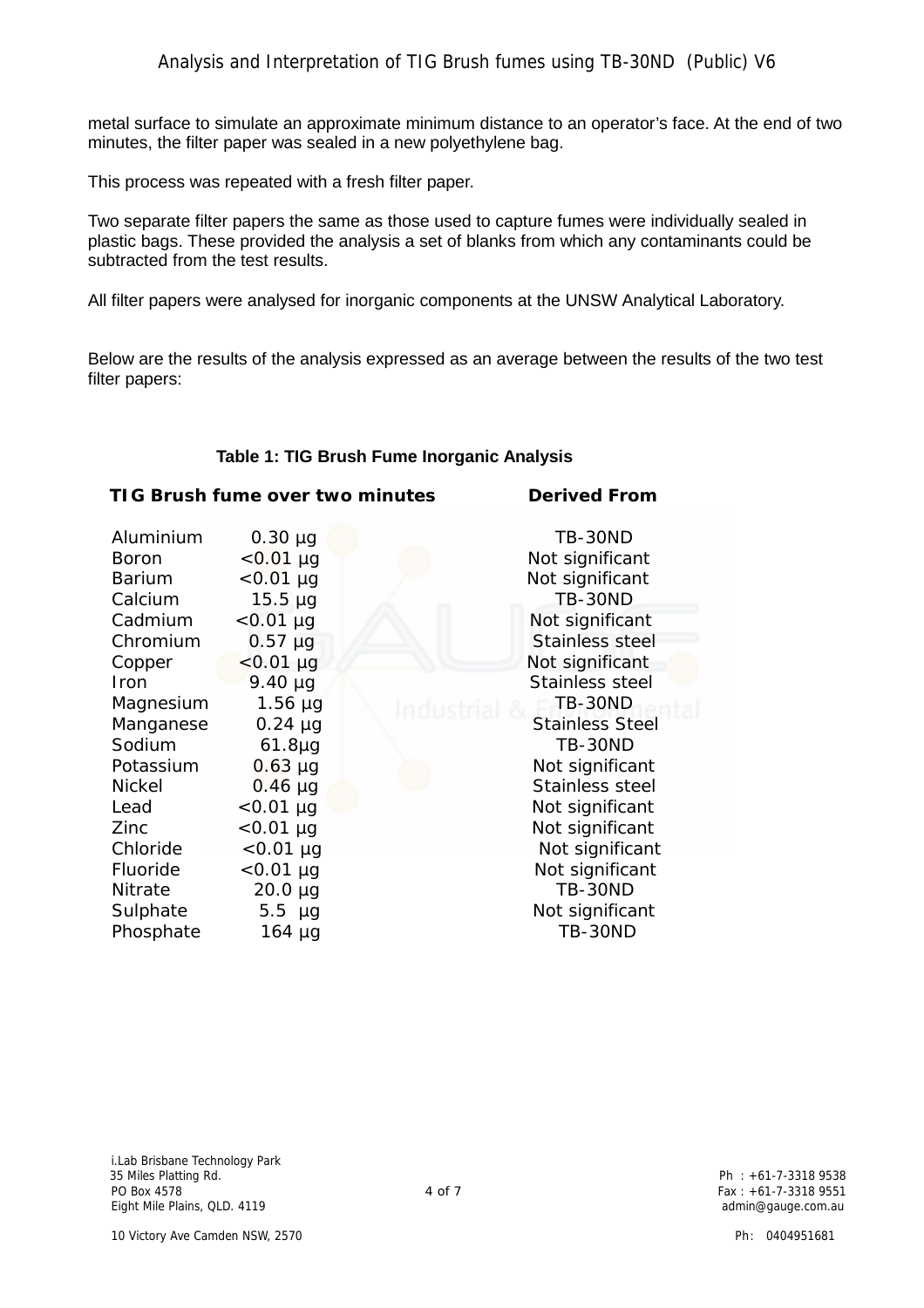metal surface to simulate an approximate minimum distance to an operator's face. At the end of two minutes, the filter paper was sealed in a new polyethylene bag.

This process was repeated with a fresh filter paper.

Two separate filter papers the same as those used to capture fumes were individually sealed in plastic bags. These provided the analysis a set of blanks from which any contaminants could be subtracted from the test results.

All filter papers were analysed for inorganic components at the UNSW Analytical Laboratory.

Below are the results of the analysis expressed as an average between the results of the two test filter papers:

**Table 1: TIG Brush Fume Inorganic Analysis**

| TIG Brush fume over two minutes | | Derived From |
|---|---|---|
| Aluminium | 0.30 µg | TB-30ND |
| Boron | <0.01 µg | Not significant |
| Barium | <0.01 µg | Not significant |
| Calcium | 15.5 µg | TB-30ND |
| Cadmium | <0.01 µg | Not significant |
| Chromium | 0.57 µg | Stainless steel |
| Copper | <0.01 µg | Not significant |
| Iron | 9.40 µg | Stainless steel |
| Magnesium | 1.56 µg | TB-30ND |
| Manganese | 0.24 µg | Stainless Steel |
| Sodium | 61.8µg | TB-30ND |
| Potassium | 0.63 µg | Not significant |
| Nickel | 0.46 µg | Stainless steel |
| Lead | <0.01 µg | Not significant |
| Zinc | <0.01 µg | Not significant |
| Chloride | <0.01 µg | Not significant |
| Fluoride | <0.01 µg | Not significant |
| Nitrate | 20.0 µg | TB-30ND |
| Sulphate | 5.5 µg | Not significant |
| Phosphate | 164 µg | TB-30ND |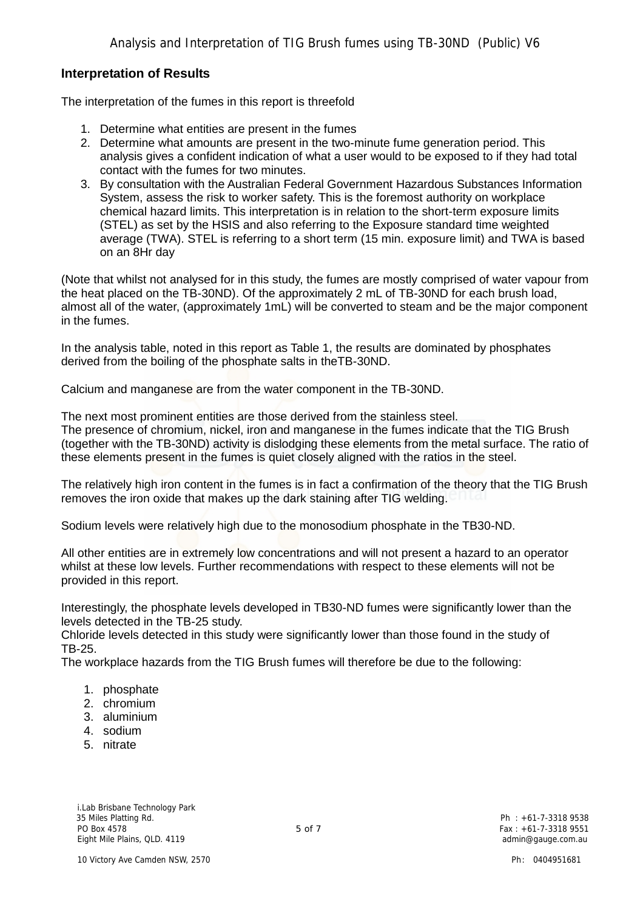## Interpretation of Results

The interpretation of the fumes in this report is threefold

1. Determine what entities are present in the fumes
2. Determine what amounts are present in the two-minute fume generation period. This analysis gives a confident indication of what a user would to be exposed to if they had total contact with the fumes for two minutes.
3. By consultation with the Australian Federal Government Hazardous Substances Information System, assess the risk to worker safety. This is the foremost authority on workplace chemical hazard limits. This interpretation is in relation to the short-term exposure limits (STEL) as set by the HSIS and also referring to the Exposure standard time weighted average (TWA). STEL is referring to a short term (15 min. exposure limit) and TWA is based on an 8Hr day

(Note that whilst not analysed for in this study, the fumes are mostly comprised of water vapour from the heat placed on the TB-30ND). Of the approximately 2 mL of TB-30ND for each brush load, almost all of the water, (approximately 1mL) will be converted to steam and be the major component in the fumes.

In the analysis table, noted in this report as Table 1, the results are dominated by phosphates derived from the boiling of the phosphate salts in theTB-30ND.

Calcium and manganese are from the water component in the TB-30ND.

The next most prominent entities are those derived from the stainless steel.
The presence of chromium, nickel, iron and manganese in the fumes indicate that the TIG Brush (together with the TB-30ND) activity is dislodging these elements from the metal surface. The ratio of these elements present in the fumes is quiet closely aligned with the ratios in the steel.

The relatively high iron content in the fumes is in fact a confirmation of the theory that the TIG Brush removes the iron oxide that makes up the dark staining after TIG welding.

Sodium levels were relatively high due to the monosodium phosphate in the TB30-ND.

All other entities are in extremely low concentrations and will not present a hazard to an operator whilst at these low levels. Further recommendations with respect to these elements will not be provided in this report.

Interestingly, the phosphate levels developed in TB30-ND fumes were significantly lower than the levels detected in the TB-25 study.
Chloride levels detected in this study were significantly lower than those found in the study of TB-25.
The workplace hazards from the TIG Brush fumes will therefore be due to the following:

1. phosphate
2. chromium
3. aluminium
4. sodium
5. nitrate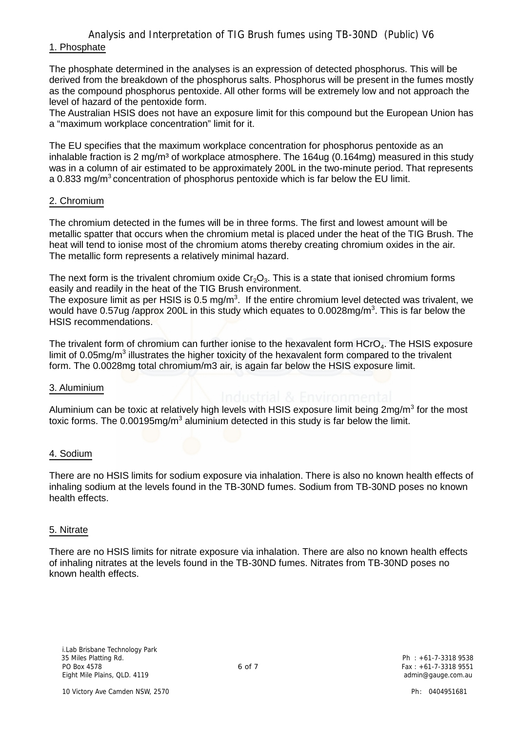## 1. Phosphate

The phosphate determined in the analyses is an expression of detected phosphorus. This will be derived from the breakdown of the phosphorus salts. Phosphorus will be present in the fumes mostly as the compound phosphorus pentoxide. All other forms will be extremely low and not approach the level of hazard of the pentoxide form.

The Australian HSIS does not have an exposure limit for this compound but the European Union has a "maximum workplace concentration" limit for it.

The EU specifies that the maximum workplace concentration for phosphorus pentoxide as an inhalable fraction is 2 mg/m³ of workplace atmosphere. The 164ug (0.164mg) measured in this study was in a column of air estimated to be approximately 200L in the two-minute period. That represents a 0.833 mg/m³ concentration of phosphorus pentoxide which is far below the EU limit.

## 2. Chromium

The chromium detected in the fumes will be in three forms. The first and lowest amount will be metallic spatter that occurs when the chromium metal is placed under the heat of the TIG Brush. The heat will tend to ionise most of the chromium atoms thereby creating chromium oxides in the air. The metallic form represents a relatively minimal hazard.

The next form is the trivalent chromium oxide $Cr_2O_3$. This is a state that ionised chromium forms easily and readily in the heat of the TIG Brush environment.

The exposure limit as per HSIS is 0.5 mg/m³. If the entire chromium level detected was trivalent, we would have 0.57ug /approx 200L in this study which equates to 0.0028mg/m³. This is far below the HSIS recommendations.

The trivalent form of chromium can further ionise to the hexavalent form $HCrO_4$. The HSIS exposure limit of 0.05mg/m³ illustrates the higher toxicity of the hexavalent form compared to the trivalent form. The 0.0028mg total chromium/m3 air, is again far below the HSIS exposure limit.

## 3. Aluminium

Aluminium can be toxic at relatively high levels with HSIS exposure limit being 2mg/m³ for the most toxic forms. The 0.00195mg/m³ aluminium detected in this study is far below the limit.

## 4. Sodium

There are no HSIS limits for sodium exposure via inhalation. There is also no known health effects of inhaling sodium at the levels found in the TB-30ND fumes. Sodium from TB-30ND poses no known health effects.

## 5. Nitrate

There are no HSIS limits for nitrate exposure via inhalation. There are also no known health effects of inhaling nitrates at the levels found in the TB-30ND fumes. Nitrates from TB-30ND poses no known health effects.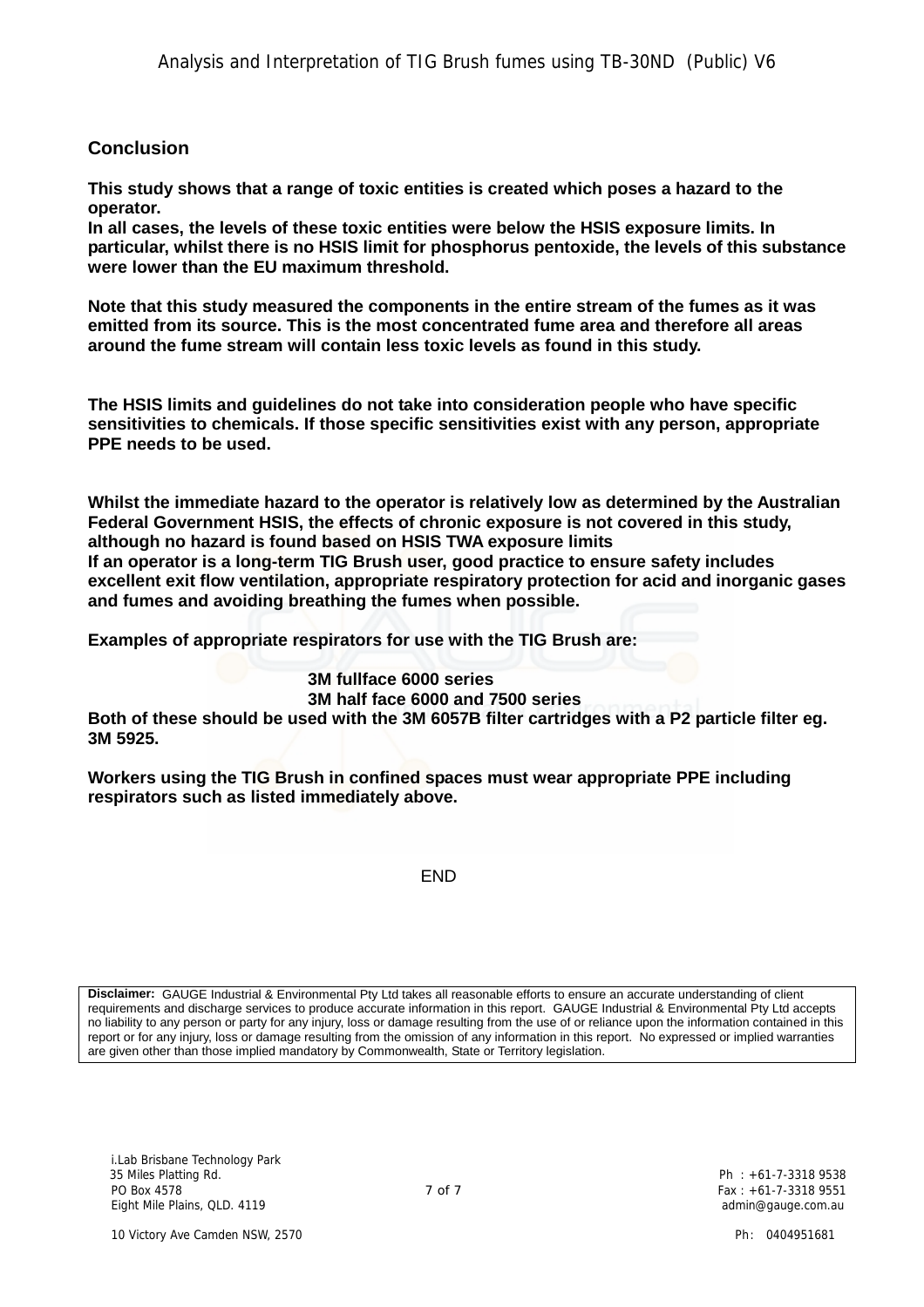## Conclusion

**This study shows that a range of toxic entities is created which poses a hazard to the operator.**
**In all cases, the levels of these toxic entities were below the HSIS exposure limits. In particular, whilst there is no HSIS limit for phosphorus pentoxide, the levels of this substance were lower than the EU maximum threshold.**

**Note that this study measured the components in the entire stream of the fumes as it was emitted from its source. This is the most concentrated fume area and therefore all areas around the fume stream will contain less toxic levels as found in this study.**

**The HSIS limits and guidelines do not take into consideration people who have specific sensitivities to chemicals. If those specific sensitivities exist with any person, appropriate PPE needs to be used.**

**Whilst the immediate hazard to the operator is relatively low as determined by the Australian Federal Government HSIS, the effects of chronic exposure is not covered in this study, although no hazard is found based on HSIS TWA exposure limits**
**If an operator is a long-term TIG Brush user, good practice to ensure safety includes excellent exit flow ventilation, appropriate respiratory protection for acid and inorganic gases and fumes and avoiding breathing the fumes when possible.**

**Examples of appropriate respirators for use with the TIG Brush are:**

**3M fullface 6000 series**
**3M half face 6000 and 7500 series**
**Both of these should be used with the 3M 6057B filter cartridges with a P2 particle filter eg. 3M 5925.**

**Workers using the TIG Brush in confined spaces must wear appropriate PPE including respirators such as listed immediately above.**

END

**Disclaimer:** GAUGE Industrial & Environmental Pty Ltd takes all reasonable efforts to ensure an accurate understanding of client requirements and discharge services to produce accurate information in this report. GAUGE Industrial & Environmental Pty Ltd accepts no liability to any person or party for any injury, loss or damage resulting from the use of or reliance upon the information contained in this report or for any injury, loss or damage resulting from the omission of any information in this report. No expressed or implied warranties are given other than those implied mandatory by Commonwealth, State or Territory legislation.